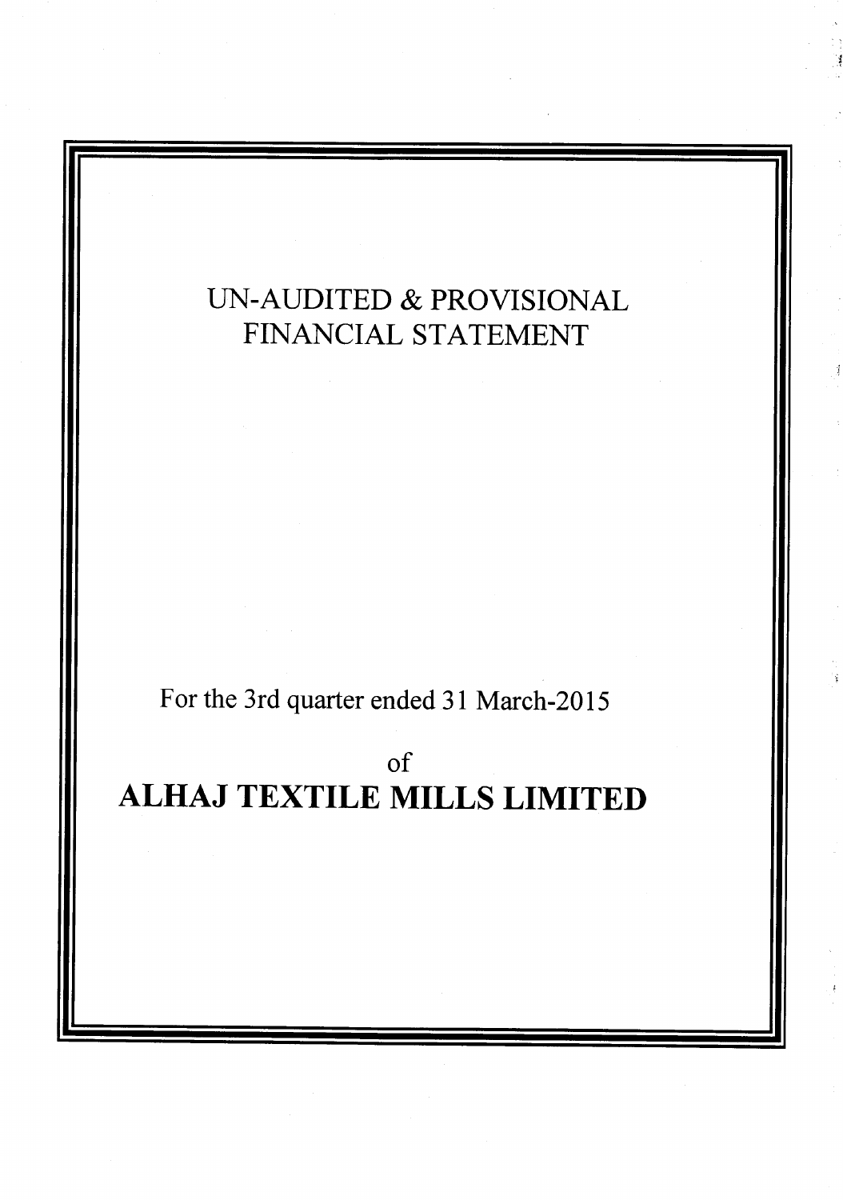# UN-AUDITED & PROVISIONAL FINANCIAL STATEMENT

For the 3rd quarter ended 31 March-2015

of

# ALHAJ TEXTILE MILLS LIMITED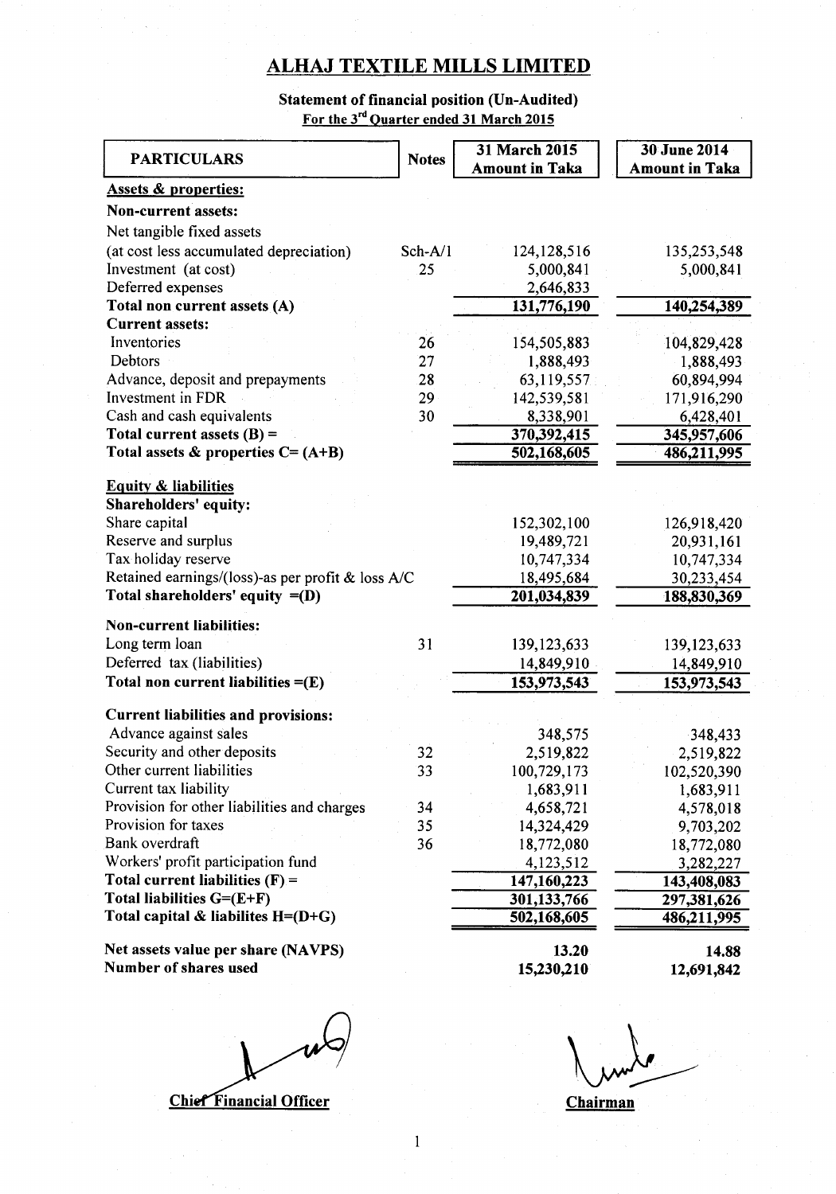# ALHAJ TEXTILE MILLS LIMITED

**Statement of financial position (Un-Audited)**

For the 3rd Quarter ended 31 March 2015

| PARTICULARS | Notes | 31 March 2015 Amount in Taka | 30 June 2014 Amount in Taka |
|---|---|---|---|
| **Assets & properties:** | | | |
| **Non-current assets:** | | | |
| Net tangible fixed assets | | | |
| (at cost less accumulated depreciation) | Sch-A/1 | 124,128,516 | 135,253,548 |
| Investment (at cost) | 25 | 5,000,841 | 5,000,841 |
| Deferred expenses | | 2,646,833 | |
| **Total non current assets (A)** | | **131,776,190** | **140,254,389** |
| **Current assets:** | | | |
| Inventories | 26 | 154,505,883 | 104,829,428 |
| Debtors | 27 | 1,888,493 | 1,888,493 |
| Advance, deposit and prepayments | 28 | 63,119,557 | 60,894,994 |
| Investment in FDR | 29 | 142,539,581 | 171,916,290 |
| Cash and cash equivalents | 30 | 8,338,901 | 6,428,401 |
| **Total current assets (B) =** | | **370,392,415** | **345,957,606** |
| **Total assets & properties C= (A+B)** | | **502,168,605** | **486,211,995** |
| **Equity & liabilities** | | | |
| **Shareholders' equity:** | | | |
| Share capital | | 152,302,100 | 126,918,420 |
| Reserve and surplus | | 19,489,721 | 20,931,161 |
| Tax holiday reserve | | 10,747,334 | 10,747,334 |
| Retained earnings/(loss)-as per profit & loss A/C | | 18,495,684 | 30,233,454 |
| **Total shareholders' equity =(D)** | | **201,034,839** | **188,830,369** |
| **Non-current liabilities:** | | | |
| Long term loan | 31 | 139,123,633 | 139,123,633 |
| Deferred tax (liabilities) | | 14,849,910 | 14,849,910 |
| **Total non current liabilities =(E)** | | **153,973,543** | **153,973,543** |
| **Current liabilities and provisions:** | | | |
| Advance against sales | | 348,575 | 348,433 |
| Security and other deposits | 32 | 2,519,822 | 2,519,822 |
| Other current liabilities | 33 | 100,729,173 | 102,520,390 |
| Current tax liability | | 1,683,911 | 1,683,911 |
| Provision for other liabilities and charges | 34 | 4,658,721 | 4,578,018 |
| Provision for taxes | 35 | 14,324,429 | 9,703,202 |
| Bank overdraft | 36 | 18,772,080 | 18,772,080 |
| Workers' profit participation fund | | 4,123,512 | 3,282,227 |
| **Total current liabilities (F) =** | | **147,160,223** | **143,408,083** |
| **Total liabilities G=(E+F)** | | **301,133,766** | **297,381,626** |
| **Total capital & liabilites H=(D+G)** | | **502,168,605** | **486,211,995** |
| **Net assets value per share (NAVPS)** | | **13.20** | **14.88** |
| **Number of shares used** | | **15,230,210** | **12,691,842** |

Chief Financial Officer

Chairman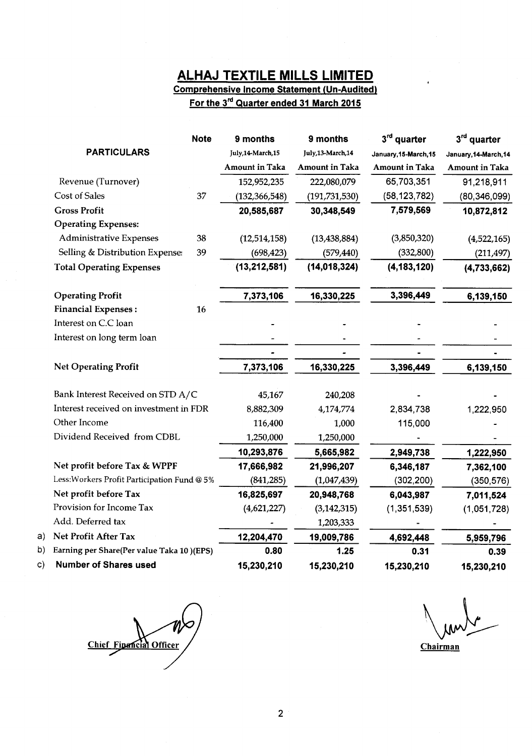# ALHAJ TEXTILE MILLS LIMITED

## Comprehensive Income Statement (Un-Audited)

### For the 3rd Quarter ended 31 March 2015

| | PARTICULARS | Note | 9 months July,14-March,15 Amount in Taka | 9 months July,13-March,14 Amount in Taka | 3rd quarter January,15-March,15 Amount in Taka | 3rd quarter January,14-March,14 Amount in Taka |
|---|---|---|---|---|---|---|
| | Revenue (Turnover) | | 152,952,235 | 222,080,079 | 65,703,351 | 91,218,911 |
| | Cost of Sales | 37 | (132,366,548) | (191,731,530) | (58,123,782) | (80,346,099) |
| | **Gross Profit** | | **20,585,687** | **30,348,549** | **7,579,569** | **10,872,812** |
| | **Operating Expenses:** | | | | | |
| | Administrative Expenses | 38 | (12,514,158) | (13,438,884) | (3,850,320) | (4,522,165) |
| | Selling & Distribution Expense: | 39 | (698,423) | (579,440) | (332,800) | (211,497) |
| | **Total Operating Expenses** | | **(13,212,581)** | **(14,018,324)** | **(4,183,120)** | **(4,733,662)** |
| | **Operating Profit** | | **7,373,106** | **16,330,225** | **3,396,449** | **6,139,150** |
| | **Financial Expenses :** | 16 | | | | |
| | Interest on C.C loan | | - | - | - | - |
| | Interest on long term loan | | - | - | - | - |
| | | | - | - | - | - |
| | **Net Operating Profit** | | **7,373,106** | **16,330,225** | **3,396,449** | **6,139,150** |
| | Bank Interest Received on STD A/C | | 45,167 | 240,208 | - | - |
| | Interest received on investment in FDR | | 8,882,309 | 4,174,774 | 2,834,738 | 1,222,950 |
| | Other Income | | 116,400 | 1,000 | 115,000 | - |
| | Dividend Received from CDBL | | 1,250,000 | 1,250,000 | - | - |
| | | | **10,293,876** | **5,665,982** | **2,949,738** | **1,222,950** |
| | **Net profit before Tax & WPPF** | | **17,666,982** | **21,996,207** | **6,346,187** | **7,362,100** |
| | Less:Workers Profit Participation Fund @ 5% | | (841,285) | (1,047,439) | (302,200) | (350,576) |
| | **Net profit before Tax** | | **16,825,697** | **20,948,768** | **6,043,987** | **7,011,524** |
| | Provision for Income Tax | | (4,621,227) | (3,142,315) | (1,351,539) | (1,051,728) |
| | Add. Deferred tax | | - | 1,203,333 | - | - |
| a) | **Net Profit After Tax** | | **12,204,470** | **19,009,786** | **4,692,448** | **5,959,796** |
| b) | **Earning per Share(Per value Taka 10 )(EPS)** | | **0.80** | **1.25** | **0.31** | **0.39** |
| c) | **Number of Shares used** | | **15,230,210** | **15,230,210** | **15,230,210** | **15,230,210** |

Chief Financial Officer

Chairman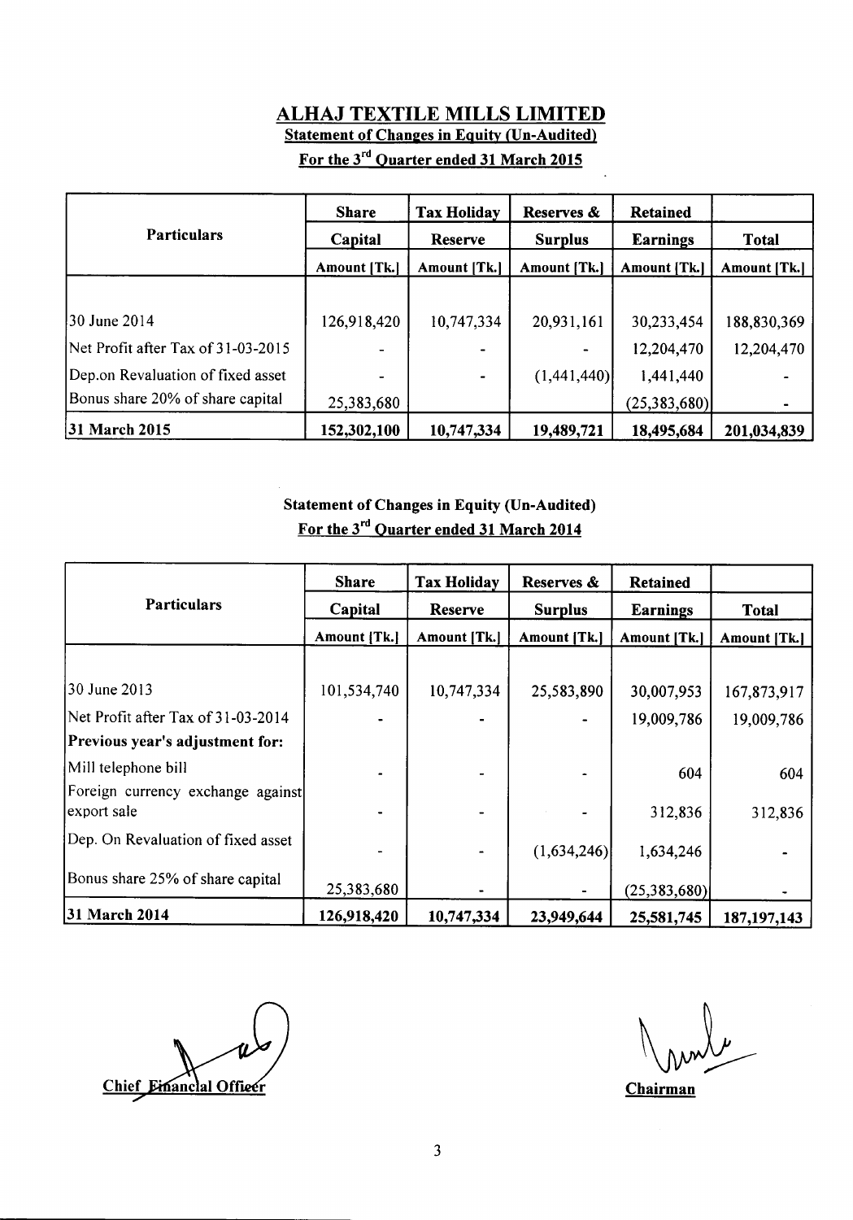# ALHAJ TEXTILE MILLS LIMITED

**Statement of Changes in Equity (Un-Audited)**

**For the 3rd Quarter ended 31 March 2015**

| Particulars | Share Capital | Tax Holiday Reserve | Reserves & Surplus | Retained Earnings | Total |
|---|---|---|---|---|---|
| | Amount [Tk.] | Amount [Tk.] | Amount [Tk.] | Amount [Tk.] | Amount [Tk.] |
| 30 June 2014 | 126,918,420 | 10,747,334 | 20,931,161 | 30,233,454 | 188,830,369 |
| Net Profit after Tax of 31-03-2015 | - | - | - | 12,204,470 | 12,204,470 |
| Dep.on Revaluation of fixed asset | - | - | (1,441,440) | 1,441,440 | - |
| Bonus share 20% of share capital | 25,383,680 | | | (25,383,680) | - |
| **31 March 2015** | **152,302,100** | **10,747,334** | **19,489,721** | **18,495,684** | **201,034,839** |

**Statement of Changes in Equity (Un-Audited)**

**For the 3rd Quarter ended 31 March 2014**

| Particulars | Share Capital | Tax Holiday Reserve | Reserves & Surplus | Retained Earnings | Total |
|---|---|---|---|---|---|
| | Amount [Tk.] | Amount [Tk.] | Amount [Tk.] | Amount [Tk.] | Amount [Tk.] |
| 30 June 2013 | 101,534,740 | 10,747,334 | 25,583,890 | 30,007,953 | 167,873,917 |
| Net Profit after Tax of 31-03-2014 | - | - | - | 19,009,786 | 19,009,786 |
| **Previous year's adjustment for:** | | | | | |
| Mill telephone bill | - | - | - | 604 | 604 |
| Foreign currency exchange against export sale | - | - | - | 312,836 | 312,836 |
| Dep. On Revaluation of fixed asset | - | - | (1,634,246) | 1,634,246 | - |
| Bonus share 25% of share capital | 25,383,680 | - | - | (25,383,680) | - |
| **31 March 2014** | **126,918,420** | **10,747,334** | **23,949,644** | **25,581,745** | **187,197,143** |

Chief Financial Officer

Chairman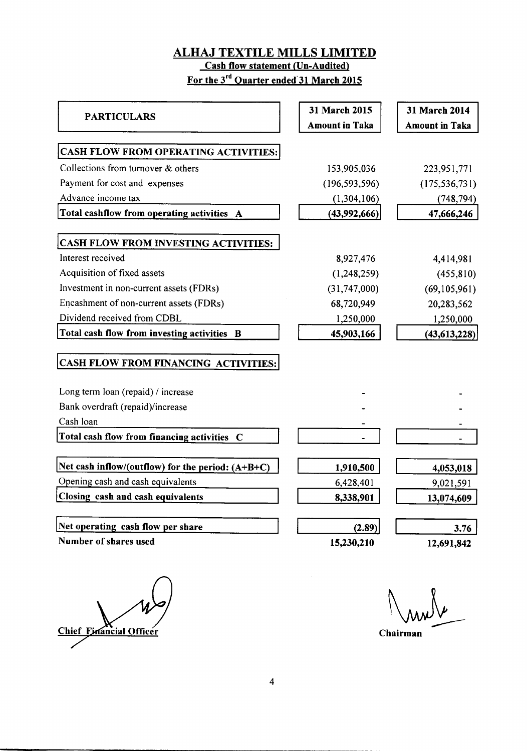# ALHAJ TEXTILE MILLS LIMITED

## Cash flow statement (Un-Audited)

### For the 3rd Quarter ended 31 March 2015

| PARTICULARS | 31 March 2015 Amount in Taka | 31 March 2014 Amount in Taka |
|---|---|---|
| **CASH FLOW FROM OPERATING ACTIVITIES:** | | |
| Collections from turnover & others | 153,905,036 | 223,951,771 |
| Payment for cost and expenses | (196,593,596) | (175,536,731) |
| Advance income tax | (1,304,106) | (748,794) |
| **Total cashflow from operating activities A** | **(43,992,666)** | **47,666,246** |
| **CASH FLOW FROM INVESTING ACTIVITIES:** | | |
| Interest received | 8,927,476 | 4,414,981 |
| Acquisition of fixed assets | (1,248,259) | (455,810) |
| Investment in non-current assets (FDRs) | (31,747,000) | (69,105,961) |
| Encashment of non-current assets (FDRs) | 68,720,949 | 20,283,562 |
| Dividend received from CDBL | 1,250,000 | 1,250,000 |
| **Total cash flow from investing activities B** | **45,903,166** | **(43,613,228)** |
| **CASH FLOW FROM FINANCING ACTIVITIES:** | | |
| Long term loan (repaid) / increase | - | - |
| Bank overdraft (repaid)/increase | - | - |
| Cash loan | - | - |
| **Total cash flow from financing activities C** | - | - |
| **Net cash inflow/(outflow) for the period: (A+B+C)** | **1,910,500** | **4,053,018** |
| Opening cash and cash equivalents | 6,428,401 | 9,021,591 |
| **Closing cash and cash equivalents** | **8,338,901** | **13,074,609** |
| **Net operating cash flow per share** | **(2.89)** | **3.76** |
| **Number of shares used** | **15,230,210** | **12,691,842** |

**Chief Financial Officer** **Chairman**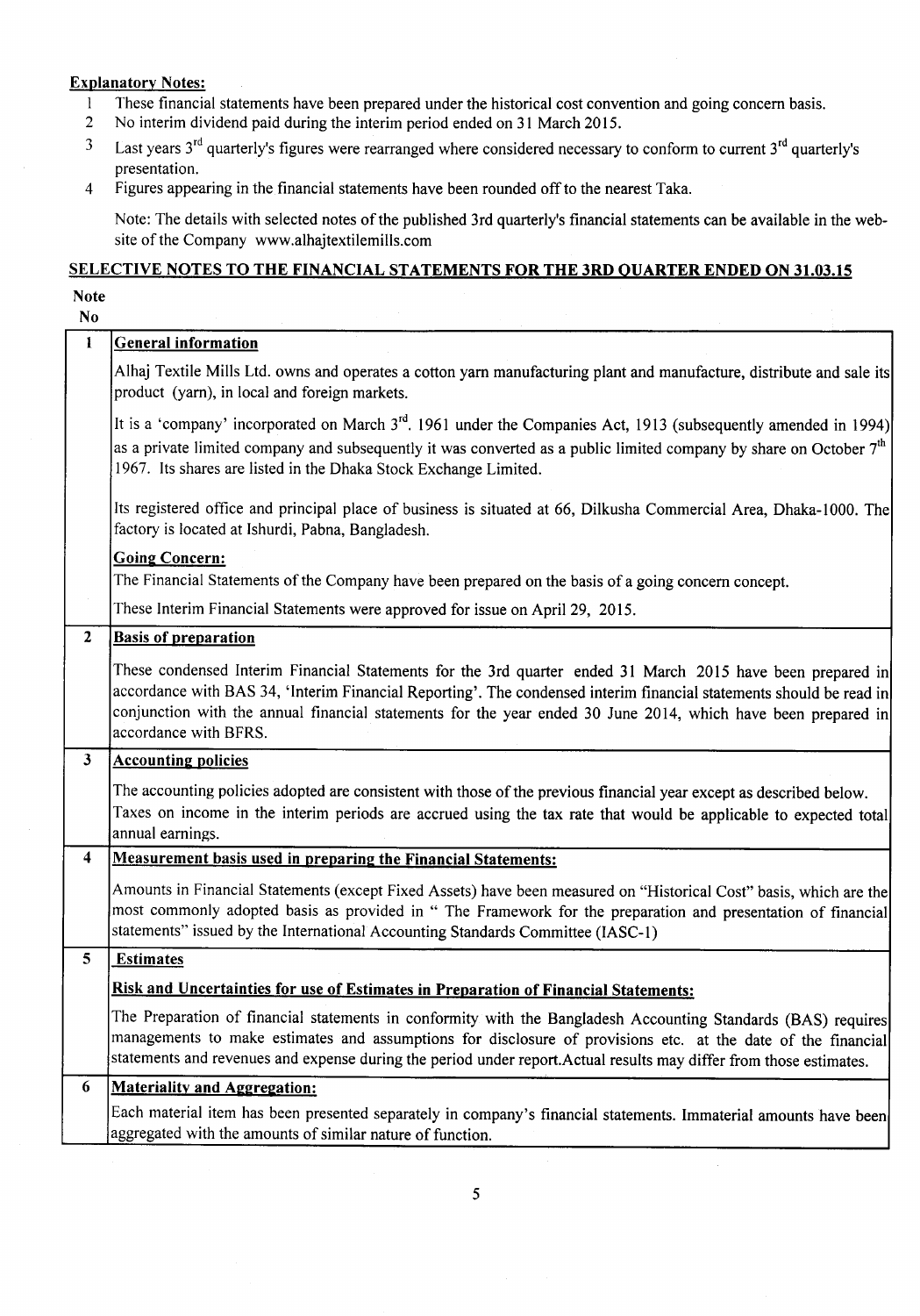**Explanatory Notes:**

1. These financial statements have been prepared under the historical cost convention and going concern basis.
2. No interim dividend paid during the interim period ended on 31 March 2015.
3. Last years 3rd quarterly's figures were rearranged where considered necessary to conform to current 3rd quarterly's presentation.
4. Figures appearing in the financial statements have been rounded off to the nearest Taka.

Note: The details with selected notes of the published 3rd quarterly's financial statements can be available in the web-site of the Company www.alhajtextilemills.com

## SELECTIVE NOTES TO THE FINANCIAL STATEMENTS FOR THE 3RD QUARTER ENDED ON 31.03.15

| Note No | |
|---|---|
| 1 | **General information** |
| | Alhaj Textile Mills Ltd. owns and operates a cotton yarn manufacturing plant and manufacture, distribute and sale its product (yarn), in local and foreign markets. |
| | It is a 'company' incorporated on March 3rd. 1961 under the Companies Act, 1913 (subsequently amended in 1994) as a private limited company and subsequently it was converted as a public limited company by share on October 7th 1967. Its shares are listed in the Dhaka Stock Exchange Limited. |
| | Its registered office and principal place of business is situated at 66, Dilkusha Commercial Area, Dhaka-1000. The factory is located at Ishurdi, Pabna, Bangladesh. |
| | **Going Concern:** The Financial Statements of the Company have been prepared on the basis of a going concern concept. |
| | These Interim Financial Statements were approved for issue on April 29, 2015. |
| 2 | **Basis of preparation** |
| | These condensed Interim Financial Statements for the 3rd quarter ended 31 March 2015 have been prepared in accordance with BAS 34, 'Interim Financial Reporting'. The condensed interim financial statements should be read in conjunction with the annual financial statements for the year ended 30 June 2014, which have been prepared in accordance with BFRS. |
| 3 | **Accounting policies** |
| | The accounting policies adopted are consistent with those of the previous financial year except as described below. Taxes on income in the interim periods are accrued using the tax rate that would be applicable to expected total annual earnings. |
| 4 | **Measurement basis used in preparing the Financial Statements:** |
| | Amounts in Financial Statements (except Fixed Assets) have been measured on "Historical Cost" basis, which are the most commonly adopted basis as provided in " The Framework for the preparation and presentation of financial statements" issued by the International Accounting Standards Committee (IASC-1) |
| 5 | **Estimates** |
| | **Risk and Uncertainties for use of Estimates in Preparation of Financial Statements:** |
| | The Preparation of financial statements in conformity with the Bangladesh Accounting Standards (BAS) requires managements to make estimates and assumptions for disclosure of provisions etc. at the date of the financial statements and revenues and expense during the period under report.Actual results may differ from those estimates. |
| 6 | **Materiality and Aggregation:** |
| | Each material item has been presented separately in company's financial statements. Immaterial amounts have been aggregated with the amounts of similar nature of function. |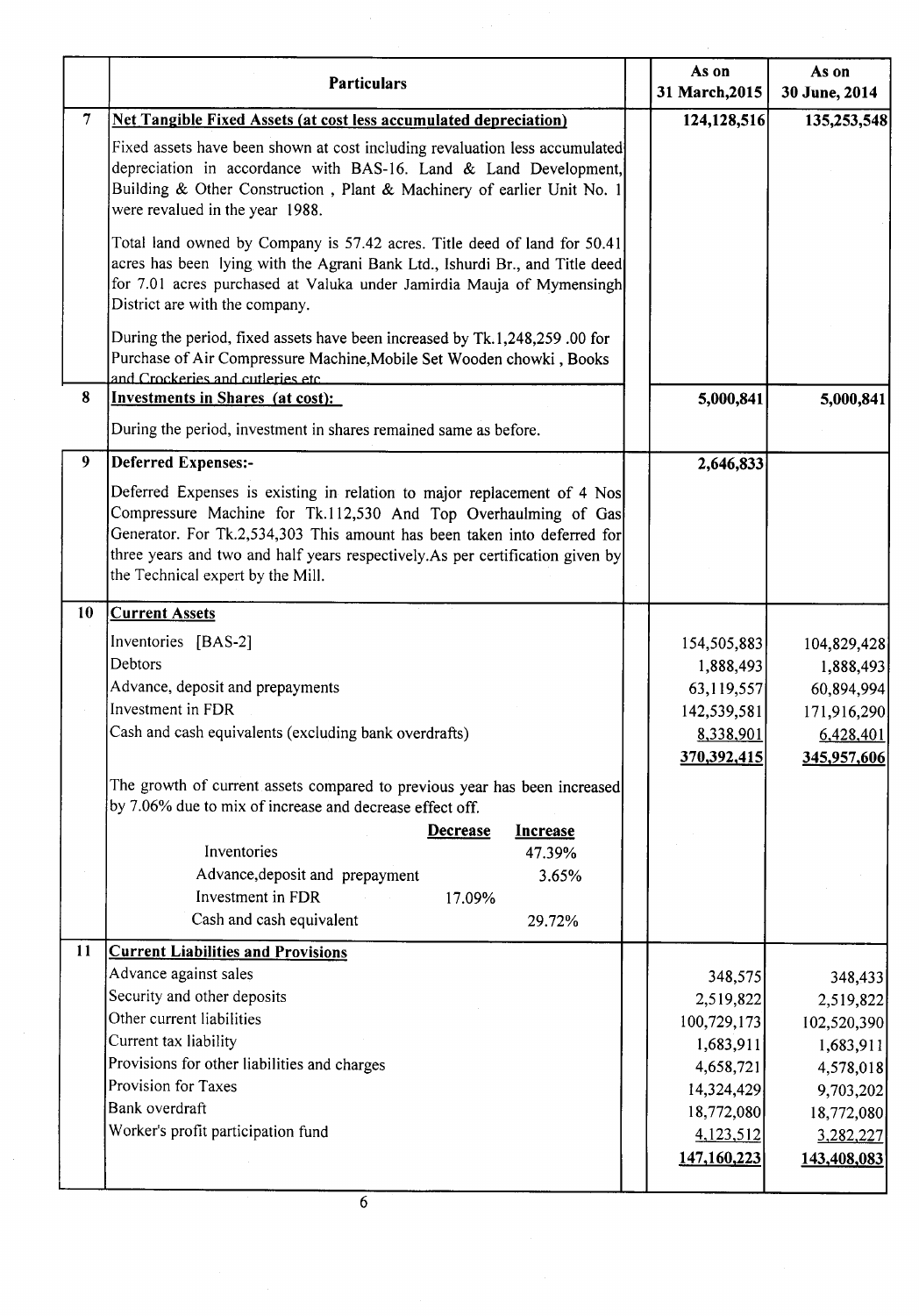| | Particulars | As on 31 March,2015 | As on 30 June, 2014 |
|---|---|---|---|
| 7 | **Net Tangible Fixed Assets (at cost less accumulated depreciation)** | 124,128,516 | 135,253,548 |
| | Fixed assets have been shown at cost including revaluation less accumulated depreciation in accordance with BAS-16. Land & Land Development, Building & Other Construction , Plant & Machinery of earlier Unit No. 1 were revalued in the year 1988. | | |
| | Total land owned by Company is 57.42 acres. Title deed of land for 50.41 acres has been lying with the Agrani Bank Ltd., Ishurdi Br., and Title deed for 7.01 acres purchased at Valuka under Jamirdia Mauja of Mymensingh District are with the company. | | |
| | During the period, fixed assets have been increased by Tk.1,248,259 .00 for Purchase of Air Compressure Machine,Mobile Set Wooden chowki , Books and Crockeries and cutleries etc. | | |
| 8 | **Investments in Shares (at cost):** | 5,000,841 | 5,000,841 |
| | During the period, investment in shares remained same as before. | | |
| 9 | **Deferred Expenses:-** | 2,646,833 | |
| | Deferred Expenses is existing in relation to major replacement of 4 Nos Compressure Machine for Tk.112,530 And Top Overhaulming of Gas Generator. For Tk.2,534,303 This amount has been taken into deferred for three years and two and half years respectively.As per certification given by the Technical expert by the Mill. | | |
| 10 | **Current Assets** | | |
| | Inventories [BAS-2] | 154,505,883 | 104,829,428 |
| | Debtors | 1,888,493 | 1,888,493 |
| | Advance, deposit and prepayments | 63,119,557 | 60,894,994 |
| | Investment in FDR | 142,539,581 | 171,916,290 |
| | Cash and cash equivalents (excluding bank overdrafts) | 8,338,901 | 6,428,401 |
| | | 370,392,415 | 345,957,606 |
| | The growth of current assets compared to previous year has been increased by 7.06% due to mix of increase and decrease effect off. | | |
| 11 | **Current Liabilities and Provisions** | | |
| | Advance against sales | 348,575 | 348,433 |
| | Security and other deposits | 2,519,822 | 2,519,822 |
| | Other current liabilities | 100,729,173 | 102,520,390 |
| | Current tax liability | 1,683,911 | 1,683,911 |
| | Provisions for other liabilities and charges | 4,658,721 | 4,578,018 |
| | Provision for Taxes | 14,324,429 | 9,703,202 |
| | Bank overdraft | 18,772,080 | 18,772,080 |
| | Worker's profit participation fund | 4,123,512 | 3,282,227 |
| | | 147,160,223 | 143,408,083 |

Growth of current assets (note 10):

| | Decrease | Increase |
|---|---|---|
| Inventories | | 47.39% |
| Advance,deposit and prepayment | | 3.65% |
| Investment in FDR | 17.09% | |
| Cash and cash equivalent | | 29.72% |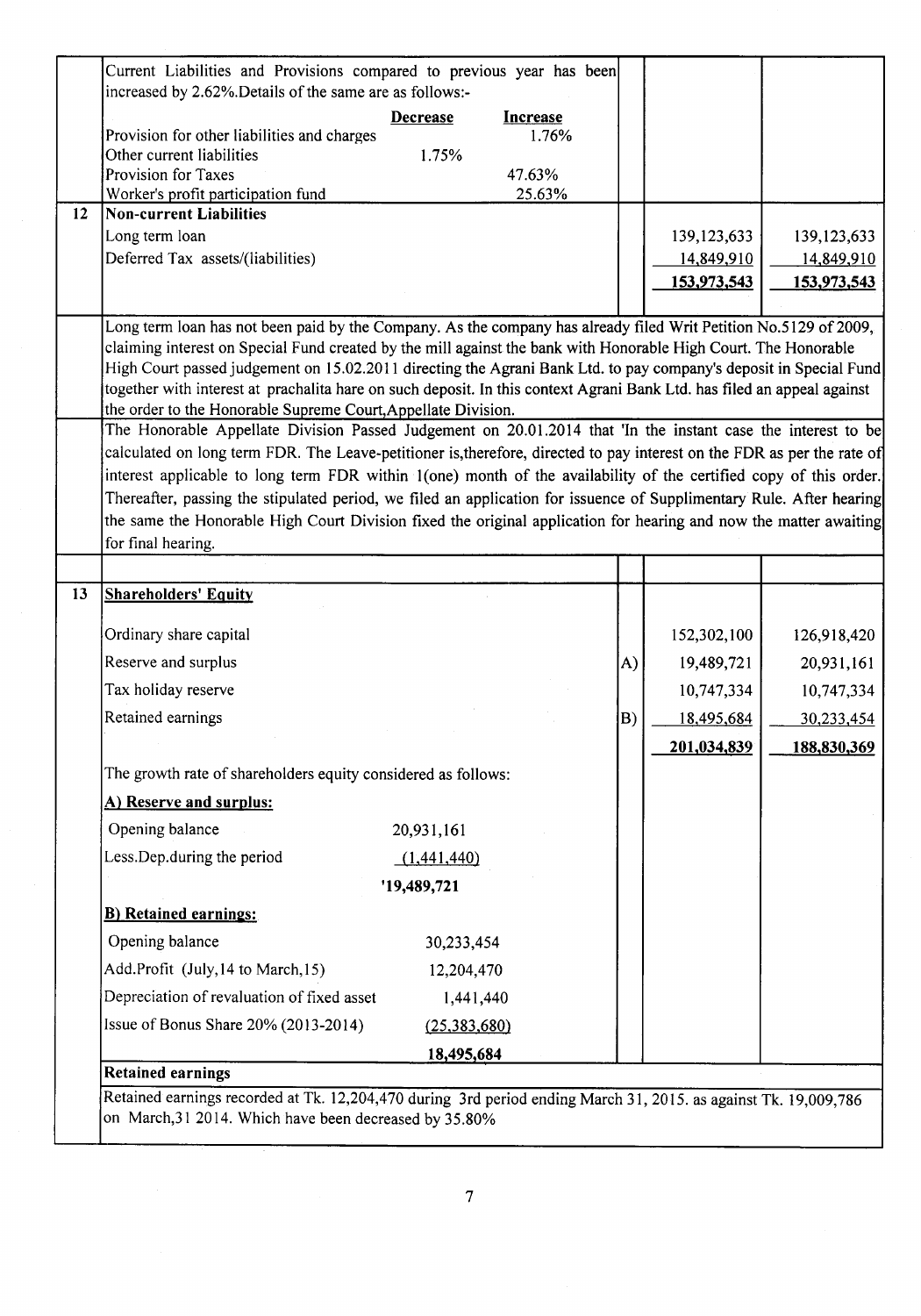| | | | | |
|---|---|---|---|---|
| | Current Liabilities and Provisions compared to previous year has been increased by 2.62%.Details of the same are as follows:- | | | |
| | | **Decrease** / **Increase** | | |
| | Provision for other liabilities and charges | Increase 1.76% | | |
| | Other current liabilities | Decrease 1.75% | | |
| | Provision for Taxes | Increase 47.63% | | |
| | Worker's profit participation fund | Increase 25.63% | | |
| 12 | **Non-current Liabilities** | | | |
| | Long term loan | | 139,123,633 | 139,123,633 |
| | Deferred Tax assets/(liabilities) | | 14,849,910 | 14,849,910 |
| | | | **153,973,543** | **153,973,543** |

Long term loan has not been paid by the Company. As the company has already filed Writ Petition No.5129 of 2009, claiming interest on Special Fund created by the mill against the bank with Honorable High Court. The Honorable High Court passed judgement on 15.02.2011 directing the Agrani Bank Ltd. to pay company's deposit in Special Fund together with interest at prachalita hare on such deposit. In this context Agrani Bank Ltd. has filed an appeal against the order to the Honorable Supreme Court,Appellate Division.

The Honorable Appellate Division Passed Judgement on 20.01.2014 that 'In the instant case the interest to be calculated on long term FDR. The Leave-petitioner is,therefore, directed to pay interest on the FDR as per the rate of interest applicable to long term FDR within 1(one) month of the availability of the certified copy of this order. Thereafter, passing the stipulated period, we filed an application for issuence of Supplimentary Rule. After hearing the same the Honorable High Court Division fixed the original application for hearing and now the matter awaiting for final hearing.

| | | | | |
|---|---|---|---|---|
| 13 | **Shareholders' Equity** | | | |
| | Ordinary share capital | | 152,302,100 | 126,918,420 |
| | Reserve and surplus | A) | 19,489,721 | 20,931,161 |
| | Tax holiday reserve | | 10,747,334 | 10,747,334 |
| | Retained earnings | B) | 18,495,684 | 30,233,454 |
| | | | **201,034,839** | **188,830,369** |

The growth rate of shareholders equity considered as follows:

**A) Reserve and surplus:**

| | |
|---|---|
| Opening balance | 20,931,161 |
| Less.Dep.during the period | (1,441,440) |
| | '19,489,721 |

**B) Retained earnings:**

| | |
|---|---|
| Opening balance | 30,233,454 |
| Add.Profit (July,14 to March,15) | 12,204,470 |
| Depreciation of revaluation of fixed asset | 1,441,440 |
| Issue of Bonus Share 20% (2013-2014) | (25,383,680) |
| | **18,495,684** |

**Retained earnings**

Retained earnings recorded at Tk. 12,204,470 during 3rd period ending March 31, 2015. as against Tk. 19,009,786 on March,31 2014. Which have been decreased by 35.80%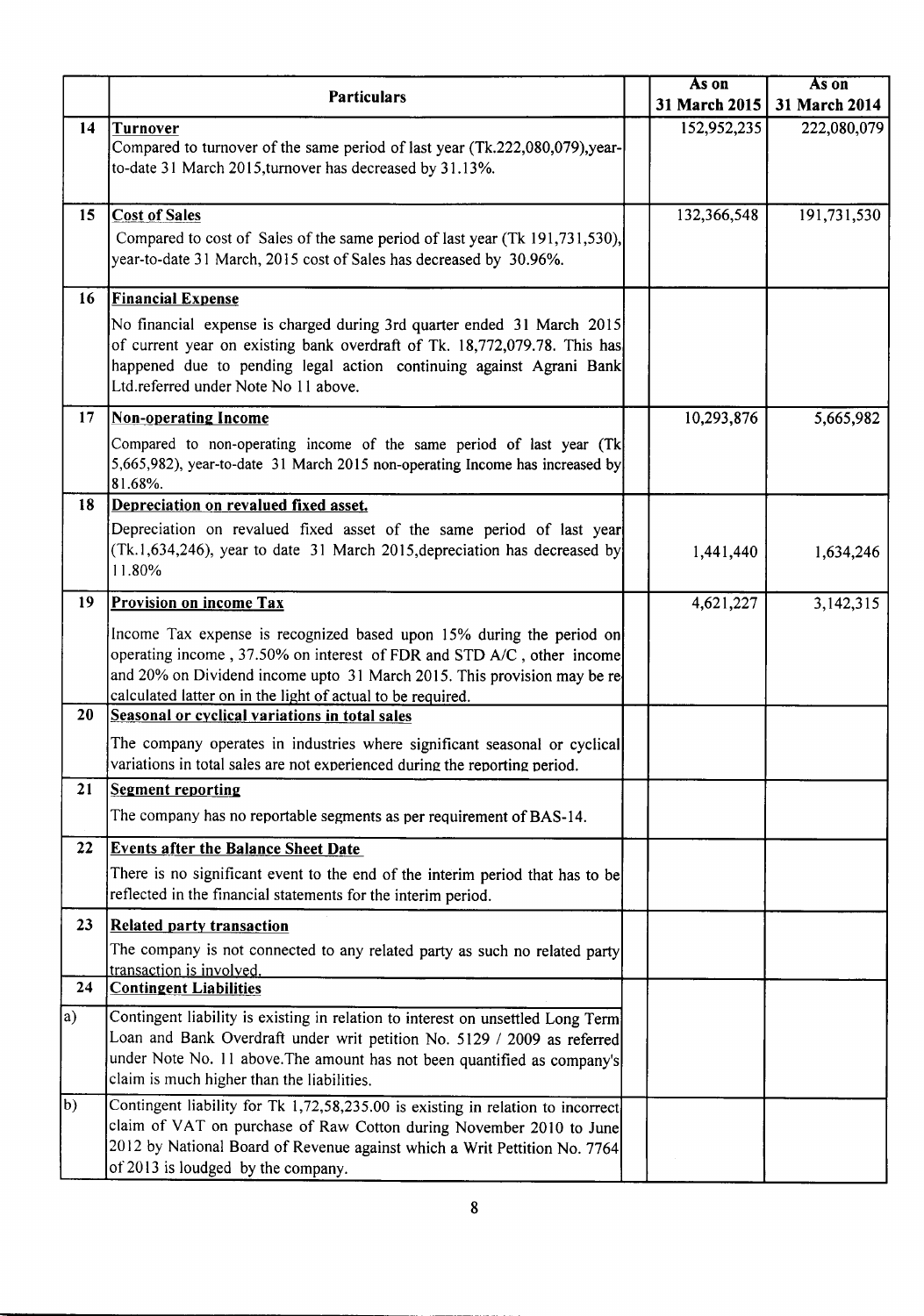| | Particulars | | As on 31 March 2015 | As on 31 March 2014 |
|---|---|---|---|---|
| 14 | **Turnover**<br>Compared to turnover of the same period of last year (Tk.222,080,079),year-to-date 31 March 2015,turnover has decreased by 31.13%. | | 152,952,235 | 222,080,079 |
| 15 | **Cost of Sales**<br>Compared to cost of Sales of the same period of last year (Tk 191,731,530), year-to-date 31 March, 2015 cost of Sales has decreased by 30.96%. | | 132,366,548 | 191,731,530 |
| 16 | **Financial Expense**<br>No financial expense is charged during 3rd quarter ended 31 March 2015 of current year on existing bank overdraft of Tk. 18,772,079.78. This has happened due to pending legal action continuing against Agrani Bank Ltd.referred under Note No 11 above. | | | |
| 17 | **Non-operating Income**<br>Compared to non-operating income of the same period of last year (Tk 5,665,982), year-to-date 31 March 2015 non-operating Income has increased by 81.68%. | | 10,293,876 | 5,665,982 |
| 18 | **Depreciation on revalued fixed asset.**<br>Depreciation on revalued fixed asset of the same period of last year (Tk.1,634,246), year to date 31 March 2015,depreciation has decreased by 11.80% | | 1,441,440 | 1,634,246 |
| 19 | **Provision on income Tax**<br>Income Tax expense is recognized based upon 15% during the period on operating income , 37.50% on interest of FDR and STD A/C , other income and 20% on Dividend income upto 31 March 2015. This provision may be re calculated latter on in the light of actual to be required. | | 4,621,227 | 3,142,315 |
| 20 | **Seasonal or cyclical variations in total sales**<br>The company operates in industries where significant seasonal or cyclical variations in total sales are not experienced during the reporting period. | | | |
| 21 | **Segment reporting**<br>The company has no reportable segments as per requirement of BAS-14. | | | |
| 22 | **Events after the Balance Sheet Date**<br>There is no significant event to the end of the interim period that has to be reflected in the financial statements for the interim period. | | | |
| 23 | **Related party transaction**<br>The company is not connected to any related party as such no related party transaction is involved. | | | |
| 24 | **Contingent Liabilities** | | | |
| a) | Contingent liability is existing in relation to interest on unsettled Long Term Loan and Bank Overdraft under writ petition No. 5129 / 2009 as referred under Note No. 11 above.The amount has not been quantified as company's claim is much higher than the liabilities. | | | |
| b) | Contingent liability for Tk 1,72,58,235.00 is existing in relation to incorrect claim of VAT on purchase of Raw Cotton during November 2010 to June 2012 by National Board of Revenue against which a Writ Pettition No. 7764 of 2013 is loudged by the company. | | | |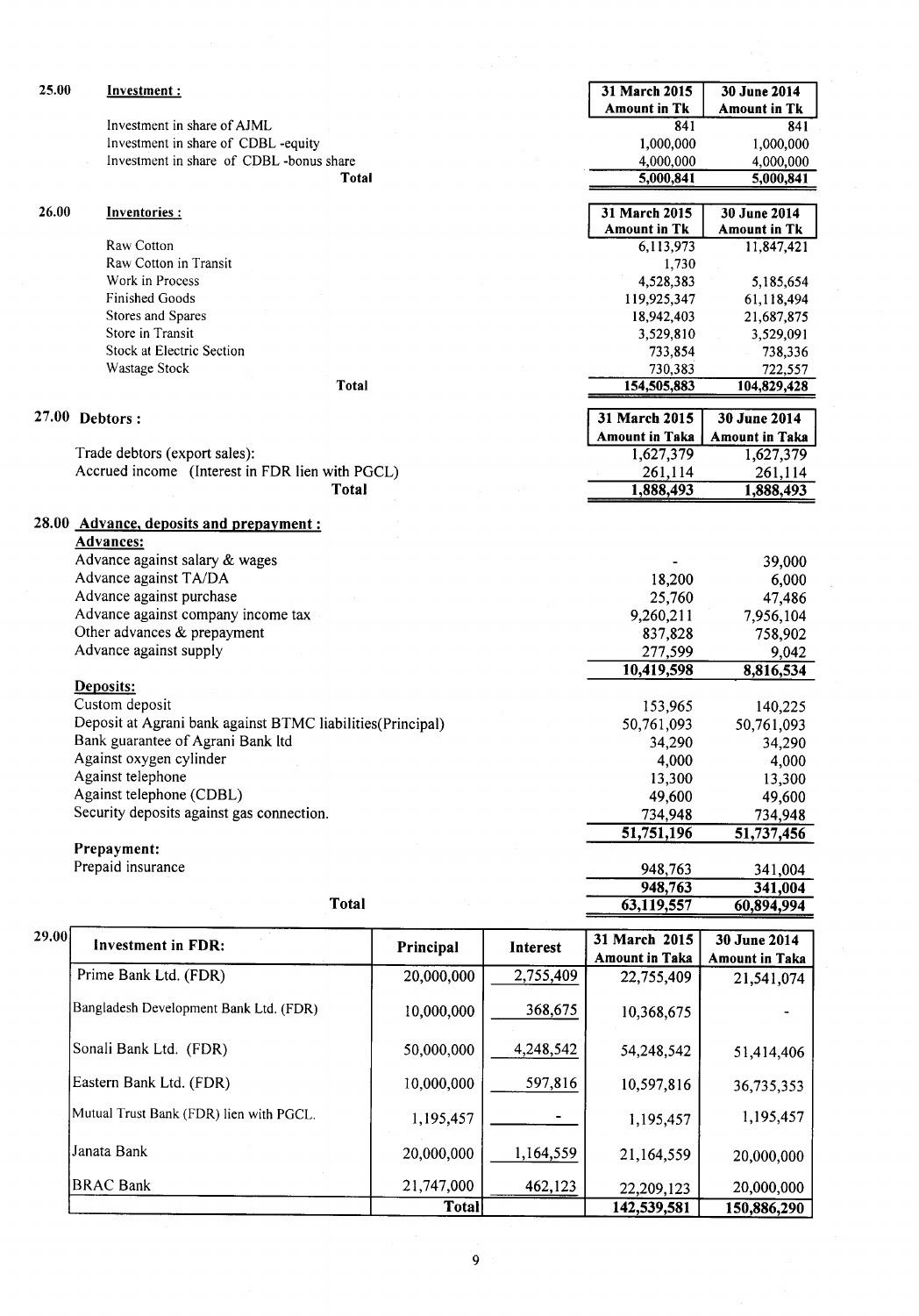## 25.00 Investment :

| | 31 March 2015 Amount in Tk | 30 June 2014 Amount in Tk |
|---|---|---|
| Investment in share of AJML | 841 | 841 |
| Investment in share of CDBL -equity | 1,000,000 | 1,000,000 |
| Investment in share of CDBL -bonus share | 4,000,000 | 4,000,000 |
| **Total** | 5,000,841 | 5,000,841 |

## 26.00 Inventories :

| | 31 March 2015 Amount in Tk | 30 June 2014 Amount in Tk |
|---|---|---|
| Raw Cotton | 6,113,973 | 11,847,421 |
| Raw Cotton in Transit | 1,730 | |
| Work in Process | 4,528,383 | 5,185,654 |
| Finished Goods | 119,925,347 | 61,118,494 |
| Stores and Spares | 18,942,403 | 21,687,875 |
| Store in Transit | 3,529,810 | 3,529,091 |
| Stock at Electric Section | 733,854 | 738,336 |
| Wastage Stock | 730,383 | 722,557 |
| **Total** | 154,505,883 | 104,829,428 |

## 27.00 Debtors :

| | 31 March 2015 Amount in Taka | 30 June 2014 Amount in Taka |
|---|---|---|
| Trade debtors (export sales): | 1,627,379 | 1,627,379 |
| Accrued income (Interest in FDR lien with PGCL) | 261,114 | 261,114 |
| **Total** | 1,888,493 | 1,888,493 |

## 28.00 Advance, deposits and prepayment :

| | 31 March 2015 | 30 June 2014 |
|---|---|---|
| **Advances:** | | |
| Advance against salary & wages | - | 39,000 |
| Advance against TA/DA | 18,200 | 6,000 |
| Advance against purchase | 25,760 | 47,486 |
| Advance against company income tax | 9,260,211 | 7,956,104 |
| Other advances & prepayment | 837,828 | 758,902 |
| Advance against supply | 277,599 | 9,042 |
| | 10,419,598 | 8,816,534 |
| **Deposits:** | | |
| Custom deposit | 153,965 | 140,225 |
| Deposit at Agrani bank against BTMC liabilities(Principal) | 50,761,093 | 50,761,093 |
| Bank guarantee of Agrani Bank ltd | 34,290 | 34,290 |
| Against oxygen cylinder | 4,000 | 4,000 |
| Against telephone | 13,300 | 13,300 |
| Against telephone (CDBL) | 49,600 | 49,600 |
| Security deposits against gas connection. | 734,948 | 734,948 |
| | 51,751,196 | 51,737,456 |
| **Prepayment:** | | |
| Prepaid insurance | 948,763 | 341,004 |
| | 948,763 | 341,004 |
| **Total** | 63,119,557 | 60,894,994 |

## 29.00 Investment in FDR:

| Investment in FDR: | Principal | Interest | 31 March 2015 Amount in Taka | 30 June 2014 Amount in Taka |
|---|---|---|---|---|
| Prime Bank Ltd. (FDR) | 20,000,000 | 2,755,409 | 22,755,409 | 21,541,074 |
| Bangladesh Development Bank Ltd. (FDR) | 10,000,000 | 368,675 | 10,368,675 | - |
| Sonali Bank Ltd. (FDR) | 50,000,000 | 4,248,542 | 54,248,542 | 51,414,406 |
| Eastern Bank Ltd. (FDR) | 10,000,000 | 597,816 | 10,597,816 | 36,735,353 |
| Mutual Trust Bank (FDR) lien with PGCL. | 1,195,457 | - | 1,195,457 | 1,195,457 |
| Janata Bank | 20,000,000 | 1,164,559 | 21,164,559 | 20,000,000 |
| BRAC Bank | 21,747,000 | 462,123 | 22,209,123 | 20,000,000 |
| | **Total** | | 142,539,581 | 150,886,290 |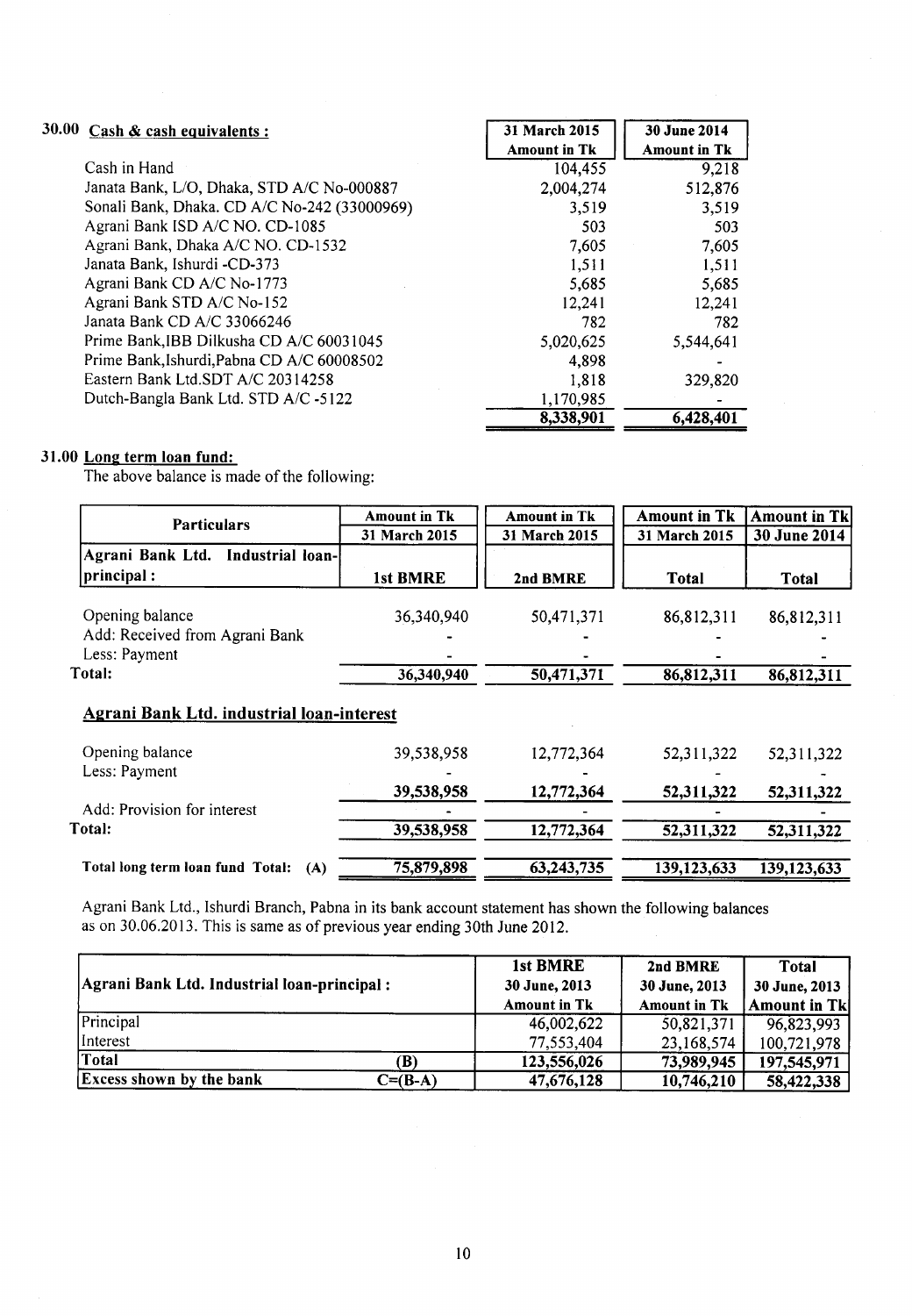## 30.00 Cash & cash equivalents :

| | 31 March 2015 Amount in Tk | 30 June 2014 Amount in Tk |
|---|---|---|
| Cash in Hand | 104,455 | 9,218 |
| Janata Bank, L/O, Dhaka, STD A/C No-000887 | 2,004,274 | 512,876 |
| Sonali Bank, Dhaka. CD A/C No-242 (33000969) | 3,519 | 3,519 |
| Agrani Bank ISD A/C NO. CD-1085 | 503 | 503 |
| Agrani Bank, Dhaka A/C NO. CD-1532 | 7,605 | 7,605 |
| Janata Bank, Ishurdi -CD-373 | 1,511 | 1,511 |
| Agrani Bank CD A/C No-1773 | 5,685 | 5,685 |
| Agrani Bank STD A/C No-152 | 12,241 | 12,241 |
| Janata Bank CD A/C 33066246 | 782 | 782 |
| Prime Bank,IBB Dilkusha CD A/C 60031045 | 5,020,625 | 5,544,641 |
| Prime Bank,Ishurdi,Pabna CD A/C 60008502 | 4,898 | - |
| Eastern Bank Ltd.SDT A/C 20314258 | 1,818 | 329,820 |
| Dutch-Bangla Bank Ltd. STD A/C -5122 | 1,170,985 | - |
| | **8,338,901** | **6,428,401** |

## 31.00 Long term loan fund:

The above balance is made of the following:

| Particulars | Amount in Tk 31 March 2015 | Amount in Tk 31 March 2015 | Amount in Tk 31 March 2015 | Amount in Tk 30 June 2014 |
|---|---|---|---|---|
| **Agrani Bank Ltd. Industrial loan-principal :** | **1st BMRE** | **2nd BMRE** | **Total** | **Total** |
| Opening balance | 36,340,940 | 50,471,371 | 86,812,311 | 86,812,311 |
| Add: Received from Agrani Bank | - | - | - | - |
| Less: Payment | - | - | - | - |
| **Total:** | **36,340,940** | **50,471,371** | **86,812,311** | **86,812,311** |
| **Agrani Bank Ltd. industrial loan-interest** | | | | |
| Opening balance | 39,538,958 | 12,772,364 | 52,311,322 | 52,311,322 |
| Less: Payment | - | - | - | - |
| | **39,538,958** | **12,772,364** | **52,311,322** | **52,311,322** |
| Add: Provision for interest | - | - | - | - |
| **Total:** | **39,538,958** | **12,772,364** | **52,311,322** | **52,311,322** |
| **Total long term loan fund Total: (A)** | **75,879,898** | **63,243,735** | **139,123,633** | **139,123,633** |

Agrani Bank Ltd., Ishurdi Branch, Pabna in its bank account statement has shown the following balances as on 30.06.2013. This is same as of previous year ending 30th June 2012.

| Agrani Bank Ltd. Industrial loan-principal : | | 1st BMRE 30 June, 2013 Amount in Tk | 2nd BMRE 30 June, 2013 Amount in Tk | Total 30 June, 2013 Amount in Tk |
|---|---|---|---|---|
| Principal | | 46,002,622 | 50,821,371 | 96,823,993 |
| Interest | | 77,553,404 | 23,168,574 | 100,721,978 |
| **Total** | **(B)** | **123,556,026** | **73,989,945** | **197,545,971** |
| **Excess shown by the bank** | **C=(B-A)** | **47,676,128** | **10,746,210** | **58,422,338** |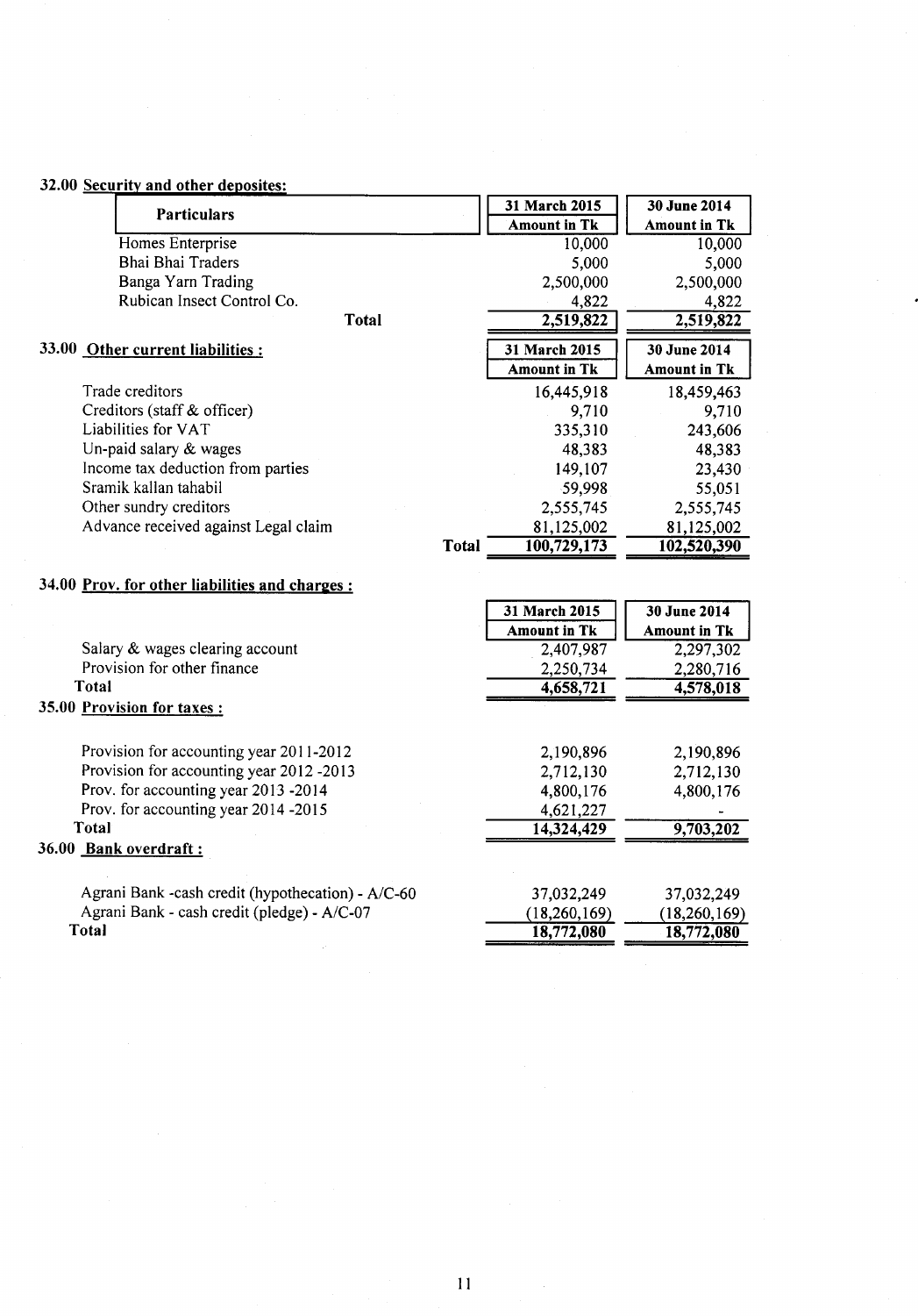## 32.00 Security and other deposites:

| Particulars | 31 March 2015 Amount in Tk | 30 June 2014 Amount in Tk |
|---|---|---|
| Homes Enterprise | 10,000 | 10,000 |
| Bhai Bhai Traders | 5,000 | 5,000 |
| Banga Yarn Trading | 2,500,000 | 2,500,000 |
| Rubican Insect Control Co. | 4,822 | 4,822 |
| **Total** | **2,519,822** | **2,519,822** |

## 33.00 Other current liabilities :

| | 31 March 2015 Amount in Tk | 30 June 2014 Amount in Tk |
|---|---|---|
| Trade creditors | 16,445,918 | 18,459,463 |
| Creditors (staff & officer) | 9,710 | 9,710 |
| Liabilities for VAT | 335,310 | 243,606 |
| Un-paid salary & wages | 48,383 | 48,383 |
| Income tax deduction from parties | 149,107 | 23,430 |
| Sramik kallan tahabil | 59,998 | 55,051 |
| Other sundry creditors | 2,555,745 | 2,555,745 |
| Advance received against Legal claim | 81,125,002 | 81,125,002 |
| **Total** | **100,729,173** | **102,520,390** |

## 34.00 Prov. for other liabilities and charges :

| | 31 March 2015 Amount in Tk | 30 June 2014 Amount in Tk |
|---|---|---|
| Salary & wages clearing account | 2,407,987 | 2,297,302 |
| Provision for other finance | 2,250,734 | 2,280,716 |
| **Total** | **4,658,721** | **4,578,018** |

## 35.00 Provision for taxes :

| | 31 March 2015 Amount in Tk | 30 June 2014 Amount in Tk |
|---|---|---|
| Provision for accounting year 2011-2012 | 2,190,896 | 2,190,896 |
| Provision for accounting year 2012 -2013 | 2,712,130 | 2,712,130 |
| Prov. for accounting year 2013 -2014 | 4,800,176 | 4,800,176 |
| Prov. for accounting year 2014 -2015 | 4,621,227 | - |
| **Total** | **14,324,429** | **9,703,202** |

## 36.00 Bank overdraft :

| | 31 March 2015 Amount in Tk | 30 June 2014 Amount in Tk |
|---|---|---|
| Agrani Bank -cash credit (hypothecation) - A/C-60 | 37,032,249 | 37,032,249 |
| Agrani Bank - cash credit (pledge) - A/C-07 | (18,260,169) | (18,260,169) |
| **Total** | **18,772,080** | **18,772,080** |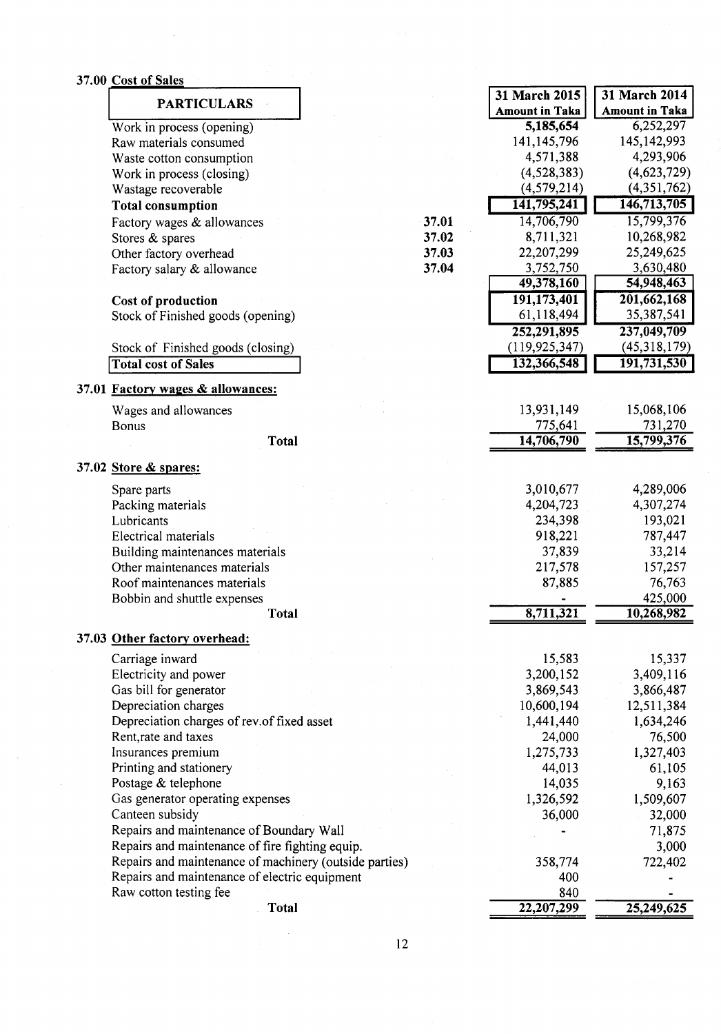### 37.00 Cost of Sales

| PARTICULARS | | 31 March 2015 Amount in Taka | 31 March 2014 Amount in Taka |
|---|---|---|---|
| Work in process (opening) | | 5,185,654 | 6,252,297 |
| Raw materials consumed | | 141,145,796 | 145,142,993 |
| Waste cotton consumption | | 4,571,388 | 4,293,906 |
| Work in process (closing) | | (4,528,383) | (4,623,729) |
| Wastage recoverable | | (4,579,214) | (4,351,762) |
| **Total consumption** | | 141,795,241 | 146,713,705 |
| Factory wages & allowances | 37.01 | 14,706,790 | 15,799,376 |
| Stores & spares | 37.02 | 8,711,321 | 10,268,982 |
| Other factory overhead | 37.03 | 22,207,299 | 25,249,625 |
| Factory salary & allowance | 37.04 | 3,752,750 | 3,630,480 |
| | | 49,378,160 | 54,948,463 |
| **Cost of production** | | 191,173,401 | 201,662,168 |
| Stock of Finished goods (opening) | | 61,118,494 | 35,387,541 |
| | | 252,291,895 | 237,049,709 |
| Stock of Finished goods (closing) | | (119,925,347) | (45,318,179) |
| **Total cost of Sales** | | 132,366,548 | 191,731,530 |

### 37.01 Factory wages & allowances:

| | 31 March 2015 | 31 March 2014 |
|---|---|---|
| Wages and allowances | 13,931,149 | 15,068,106 |
| Bonus | 775,641 | 731,270 |
| **Total** | 14,706,790 | 15,799,376 |

### 37.02 Store & spares:

| | 31 March 2015 | 31 March 2014 |
|---|---|---|
| Spare parts | 3,010,677 | 4,289,006 |
| Packing materials | 4,204,723 | 4,307,274 |
| Lubricants | 234,398 | 193,021 |
| Electrical materials | 918,221 | 787,447 |
| Building maintenances materials | 37,839 | 33,214 |
| Other maintenances materials | 217,578 | 157,257 |
| Roof maintenances materials | 87,885 | 76,763 |
| Bobbin and shuttle expenses | - | 425,000 |
| **Total** | 8,711,321 | 10,268,982 |

### 37.03 Other factory overhead:

| | 31 March 2015 | 31 March 2014 |
|---|---|---|
| Carriage inward | 15,583 | 15,337 |
| Electricity and power | 3,200,152 | 3,409,116 |
| Gas bill for generator | 3,869,543 | 3,866,487 |
| Depreciation charges | 10,600,194 | 12,511,384 |
| Depreciation charges of rev.of fixed asset | 1,441,440 | 1,634,246 |
| Rent,rate and taxes | 24,000 | 76,500 |
| Insurances premium | 1,275,733 | 1,327,403 |
| Printing and stationery | 44,013 | 61,105 |
| Postage & telephone | 14,035 | 9,163 |
| Gas generator operating expenses | 1,326,592 | 1,509,607 |
| Canteen subsidy | 36,000 | 32,000 |
| Repairs and maintenance of Boundary Wall | - | 71,875 |
| Repairs and maintenance of fire fighting equip. | | 3,000 |
| Repairs and maintenance of machinery (outside parties) | 358,774 | 722,402 |
| Repairs and maintenance of electric equipment | 400 | - |
| Raw cotton testing fee | 840 | - |
| **Total** | 22,207,299 | 25,249,625 |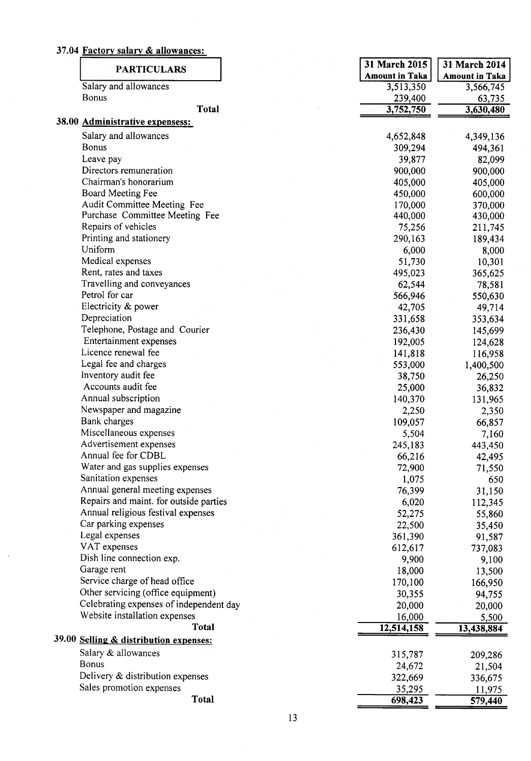### 37.04 Factory salary & allowances:

| PARTICULARS | 31 March 2015 Amount in Taka | 31 March 2014 Amount in Taka |
|---|---|---|
| Salary and allowances | 3,513,350 | 3,566,745 |
| Bonus | 239,400 | 63,735 |
| **Total** | 3,752,750 | 3,630,480 |

### 38.00 Administrative expensess:

| PARTICULARS | 31 March 2015 Amount in Taka | 31 March 2014 Amount in Taka |
|---|---|---|
| Salary and allowances | 4,652,848 | 4,349,136 |
| Bonus | 309,294 | 494,361 |
| Leave pay | 39,877 | 82,099 |
| Directors remuneration | 900,000 | 900,000 |
| Chairman's honorarium | 405,000 | 405,000 |
| Board Meeting Fee | 450,000 | 600,000 |
| Audit Committee Meeting Fee | 170,000 | 370,000 |
| Purchase Committee Meeting Fee | 440,000 | 430,000 |
| Repairs of vehicles | 75,256 | 211,745 |
| Printing and stationery | 290,163 | 189,434 |
| Uniform | 6,000 | 8,000 |
| Medical expenses | 51,730 | 10,301 |
| Rent, rates and taxes | 495,023 | 365,625 |
| Travelling and conveyances | 62,544 | 78,581 |
| Petrol for car | 566,946 | 550,630 |
| Electricity & power | 42,705 | 49,714 |
| Depreciation | 331,658 | 353,634 |
| Telephone, Postage and Courier | 236,430 | 145,699 |
| Entertainment expenses | 192,005 | 124,628 |
| Licence renewal fee | 141,818 | 116,958 |
| Legal fee and charges | 553,000 | 1,400,500 |
| Inventory audit fee | 38,750 | 26,250 |
| Accounts audit fee | 25,000 | 36,832 |
| Annual subscription | 140,370 | 131,965 |
| Newspaper and magazine | 2,250 | 2,350 |
| Bank charges | 109,057 | 66,857 |
| Miscellaneous expenses | 5,504 | 7,160 |
| Advertisement expenses | 245,183 | 443,450 |
| Annual fee for CDBL | 66,216 | 42,495 |
| Water and gas supplies expenses | 72,900 | 71,550 |
| Sanitation expenses | 1,075 | 650 |
| Annual general meeting expenses | 76,399 | 31,150 |
| Repairs and maint. for outside parties | 6,020 | 112,345 |
| Annual religious festival expenses | 52,275 | 55,860 |
| Car parking expenses | 22,500 | 35,450 |
| Legal expenses | 361,390 | 91,587 |
| VAT expenses | 612,617 | 737,083 |
| Dish line connection exp. | 9,900 | 9,100 |
| Garage rent | 18,000 | 13,500 |
| Service charge of head office | 170,100 | 166,950 |
| Other servicing (office equipment) | 30,355 | 94,755 |
| Celebrating expenses of independent day | 20,000 | 20,000 |
| Website installation expenses | 16,000 | 5,500 |
| **Total** | 12,514,158 | 13,438,884 |

### 39.00 Selling & distribution expenses:

| PARTICULARS | 31 March 2015 Amount in Taka | 31 March 2014 Amount in Taka |
|---|---|---|
| Salary & allowances | 315,787 | 209,286 |
| Bonus | 24,672 | 21,504 |
| Delivery & distribution expenses | 322,669 | 336,675 |
| Sales promotion expenses | 35,295 | 11,975 |
| **Total** | 698,423 | 579,440 |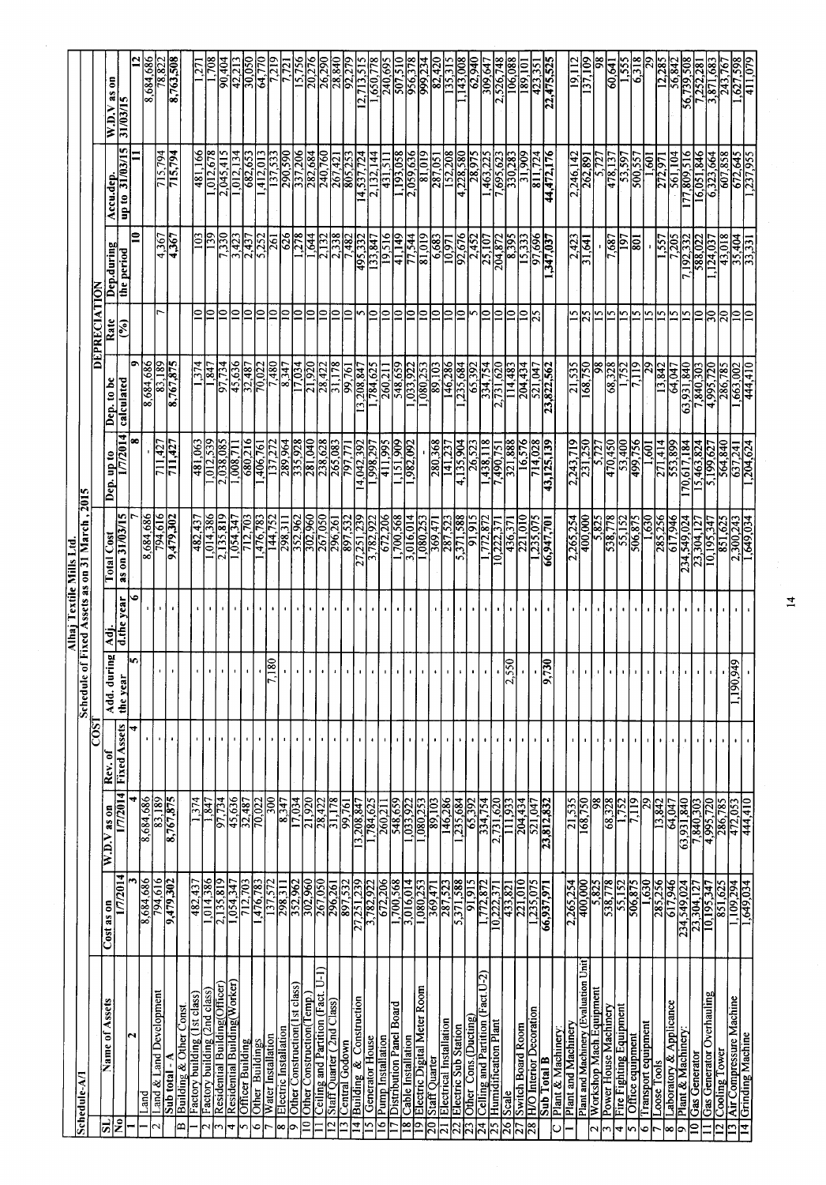**Alhaj Textile Mills Ltd.**

**Schedule of Fixed Assets as on 31 March, 2015**

Schedule-A/1

| SL No | Name of Assets | Cost as on 1/7/2014 | W.D.V as on 1/7/2014 | Rev. of Fixed Assets | Add. during the year | Adj. d.the year | Total Cost as on 31/03/15 | Dep. up to 1/7/2014 | Dep. to be calculated | Rate (%) | Dep.during the period | Accu.dep. up to 31/03/15 | W.D.V as on 31/03/15 |
|---|---|---|---|---|---|---|---|---|---|---|---|---|---|
| | | COST | | | | | | DEPRECIATION | | | | | |
| 1 | 2 | 3 | 4 | 4 | 5 | 6 | 7 | 8 | 9 | | 10 | 11 | 12 |
| **A** | **Land** | | | | | | | | | | | | |
| 1 | Land | 8,684,686 | 8,684,686 | - | - | - | 8,684,686 | - | 8,684,686 | | | | 8,684,686 |
| 2 | Land & Land Development | 794,616 | 83,189 | - | - | - | 794,616 | 711,427 | 83,189 | 7 | 4,367 | 715,794 | 78,822 |
| | **Sub total - A** | 9,479,302 | 8,767,875 | - | - | - | 9,479,302 | 711,427 | 8,767,875 | | 4,367 | 715,794 | 8,763,508 |
| **B** | **Building & Other Const.** | | | | | | | | | | | | |
| 1 | Factory building (1st class) | 482,437 | 1,374 | - | - | - | 482,437 | 481,063 | 1,374 | 10 | 103 | 481,166 | 1,271 |
| 2 | Factory building (2nd class) | 1,014,386 | 1,847 | - | - | - | 1,014,386 | 1,012,539 | 1,847 | 10 | 139 | 1,012,678 | 1,708 |
| 3 | Residential Building(Officer) | 2,135,819 | 97,734 | - | - | - | 2,135,819 | 2,038,085 | 97,734 | 10 | 7,330 | 2,045,415 | 90,404 |
| 4 | Residential Building(Worker) | 1,054,347 | 45,636 | - | - | - | 1,054,347 | 1,008,711 | 45,636 | 10 | 3,423 | 1,012,134 | 42,213 |
| 5 | Officer Building | 712,703 | 32,487 | - | - | - | 712,703 | 680,216 | 32,487 | 10 | 2,437 | 682,653 | 30,050 |
| 6 | Other Buildings | 1,476,783 | 70,022 | - | - | - | 1,476,783 | 1,406,761 | 70,022 | 10 | 5,252 | 1,412,013 | 64,770 |
| 7 | Water Installation | 137,572 | 300 | - | 7,180 | - | 144,752 | 137,272 | 7,480 | 10 | 261 | 137,533 | 7,219 |
| 8 | Electric Installation | 298,311 | 8,347 | - | - | - | 298,311 | 289,964 | 8,347 | 10 | 626 | 290,590 | 7,721 |
| 9 | Other Construction(1st class) | 352,962 | 17,034 | - | - | - | 352,962 | 335,928 | 17,034 | 10 | 1,278 | 337,206 | 15,756 |
| 10 | Other Construction(Temp.) | 302,960 | 21,920 | - | - | - | 302,960 | 281,040 | 21,920 | 10 | 1,644 | 282,684 | 20,276 |
| 11 | Ceiling and Partition (Fact. U-1) | 267,050 | 28,422 | - | - | - | 267,050 | 238,628 | 28,422 | 10 | 2,132 | 240,760 | 26,290 |
| 12 | Staff Quarter (2nd Class) | 296,261 | 31,178 | - | - | - | 296,261 | 265,083 | 31,178 | 10 | 2,338 | 267,421 | 28,840 |
| 13 | Central Godown | 897,532 | 99,761 | - | - | - | 897,532 | 797,771 | 99,761 | 10 | 7,482 | 805,253 | 92,279 |
| 14 | Building & Construction | 27,251,239 | 13,208,847 | - | - | - | 27,251,239 | 14,042,392 | 13,208,847 | 5 | 495,332 | 14,537,724 | 12,713,515 |
| 15 | Generator House | 3,782,922 | 1,784,625 | - | - | - | 3,782,922 | 1,998,297 | 1,784,625 | 10 | 133,847 | 2,132,144 | 1,650,778 |
| 16 | Pump Installation | 672,206 | 260,211 | - | - | - | 672,206 | 411,995 | 260,211 | 10 | 19,516 | 431,511 | 240,695 |
| 17 | Distribution Panel Board | 1,700,568 | 548,659 | - | - | - | 1,700,568 | 1,151,909 | 548,659 | 10 | 41,149 | 1,193,058 | 507,510 |
| 18 | Cable Installation | 3,016,014 | 1,033,922 | - | - | - | 3,016,014 | 1,982,092 | 1,033,922 | 10 | 77,544 | 2,059,636 | 956,378 |
| 19 | Electric Digital Meter Room | 1,080,253 | 1,080,253 | - | - | - | 1,080,253 | | 1,080,253 | 10 | 81,019 | 81,019 | 999,234 |
| 20 | Staff Quarter | 369,471 | 89,103 | - | - | - | 369,471 | 280,368 | 89,103 | 10 | 6,683 | 287,051 | 82,420 |
| 21 | Electrical Installation | 287,523 | 146,286 | - | - | - | 287,523 | 141,237 | 146,286 | 10 | 10,971 | 152,208 | 135,315 |
| 22 | Electric Sub Station | 5,371,588 | 1,235,684 | - | - | - | 5,371,588 | 4,135,904 | 1,235,684 | 10 | 92,676 | 4,228,580 | 1,143,008 |
| 23 | Other Cons.(Ducting) | 91,915 | 65,392 | - | - | - | 91,915 | 26,523 | 65,392 | 5 | 2,452 | 28,975 | 62,940 |
| 24 | Ceiling and Partition (Fact U-2) | 1,772,872 | 334,754 | - | - | - | 1,772,872 | 1,438,118 | 334,754 | 10 | 25,107 | 1,463,225 | 309,647 |
| 25 | Humidification Plant | 10,222,371 | 2,731,620 | - | - | - | 10,222,371 | 7,490,751 | 2,731,620 | 10 | 204,872 | 7,695,623 | 2,526,748 |
| 26 | Scale | 433,821 | 111,933 | - | 2,550 | - | 436,371 | 321,888 | 114,483 | 10 | 8,395 | 330,283 | 106,088 |
| 27 | Switch Board Room | 221,010 | 204,434 | - | - | - | 221,010 | 16,576 | 204,434 | 10 | 15,333 | 31,909 | 189,101 |
| 28 | H/O Interior Decoration | 1,235,075 | 521,047 | - | - | - | 1,235,075 | 714,028 | 521,047 | 25 | 97,696 | 811,724 | 423,351 |
| | **Sub Total B** | 66,937,971 | 23,812,832 | - | 9,730 | - | 66,947,701 | 43,125,139 | 23,822,562 | | 1,347,037 | 44,472,176 | 22,475,525 |
| **C** | **Plant & Machinery:** | | | | | | | | | | | | |
| 1 | Plant and Machinery | 2,265,254 | 21,535 | - | - | - | 2,265,254 | 2,243,719 | 21,535 | 15 | 2,423 | 2,246,142 | 19,112 |
| | Plant and Machinery (Evaluation Unit) | 400,000 | 168,750 | - | - | - | 400,000 | 231,250 | 168,750 | 25 | 31,641 | 262,891 | 137,109 |
| 2 | Workshop Mach Equipment | 5,825 | 98 | - | - | - | 5,825 | 5,727 | 98 | 15 | - | 5,727 | 98 |
| 3 | Power House Machinery | 538,778 | 68,328 | - | - | - | 538,778 | 470,450 | 68,328 | 15 | 7,687 | 478,137 | 60,641 |
| 4 | Fire Fighting Equipment | 55,152 | 1,752 | - | - | - | 55,152 | 53,400 | 1,752 | 15 | 197 | 53,597 | 1,555 |
| 5 | Office equipment | 506,875 | 7,119 | - | - | - | 506,875 | 499,756 | 7,119 | 15 | 801 | 500,557 | 6,318 |
| 6 | Transport equipment | 1,630 | 29 | - | - | - | 1,630 | 1,601 | 29 | 15 | - | 1,601 | 29 |
| 7 | Loose Tools | 285,256 | 13,842 | - | - | - | 285,256 | 271,414 | 13,842 | 15 | 1,557 | 272,971 | 12,285 |
| 8 | Laboratory & Appliance | 617,946 | 64,047 | - | - | - | 617,946 | 553,899 | 64,047 | 15 | 7,205 | 561,104 | 56,842 |
| 9 | Plant & Machinery: | 234,549,024 | 63,931,840 | - | - | - | 234,549,024 | 170,617,184 | 63,931,840 | 15 | 7,192,332 | 177,809,516 | 56,739,508 |
| 10 | Gas Generator | 23,304,127 | 7,840,303 | - | - | - | 23,304,127 | 15,463,824 | 7,840,303 | 10 | 588,022 | 16,051,846 | 7,252,281 |
| 11 | Gas Generator Overhauling | 10,195,347 | 4,995,720 | - | - | - | 10,195,347 | 5,199,627 | 4,995,720 | 30 | 1,124,037 | 6,323,664 | 3,871,683 |
| 12 | Cooling Tower | 851,625 | 286,785 | - | - | - | 851,625 | 564,840 | 286,785 | 20 | 43,018 | 607,858 | 243,767 |
| 13 | Air Compressure Machine | 1,109,294 | 472,053 | - | 1,190,949 | - | 2,300,243 | 637,241 | 1,663,002 | 10 | 35,404 | 672,645 | 1,627,598 |
| 14 | Grinding Machine | 1,649,034 | 444,410 | - | - | - | 1,649,034 | 1,204,624 | 444,410 | 10 | 33,331 | 1,237,955 | 411,079 |